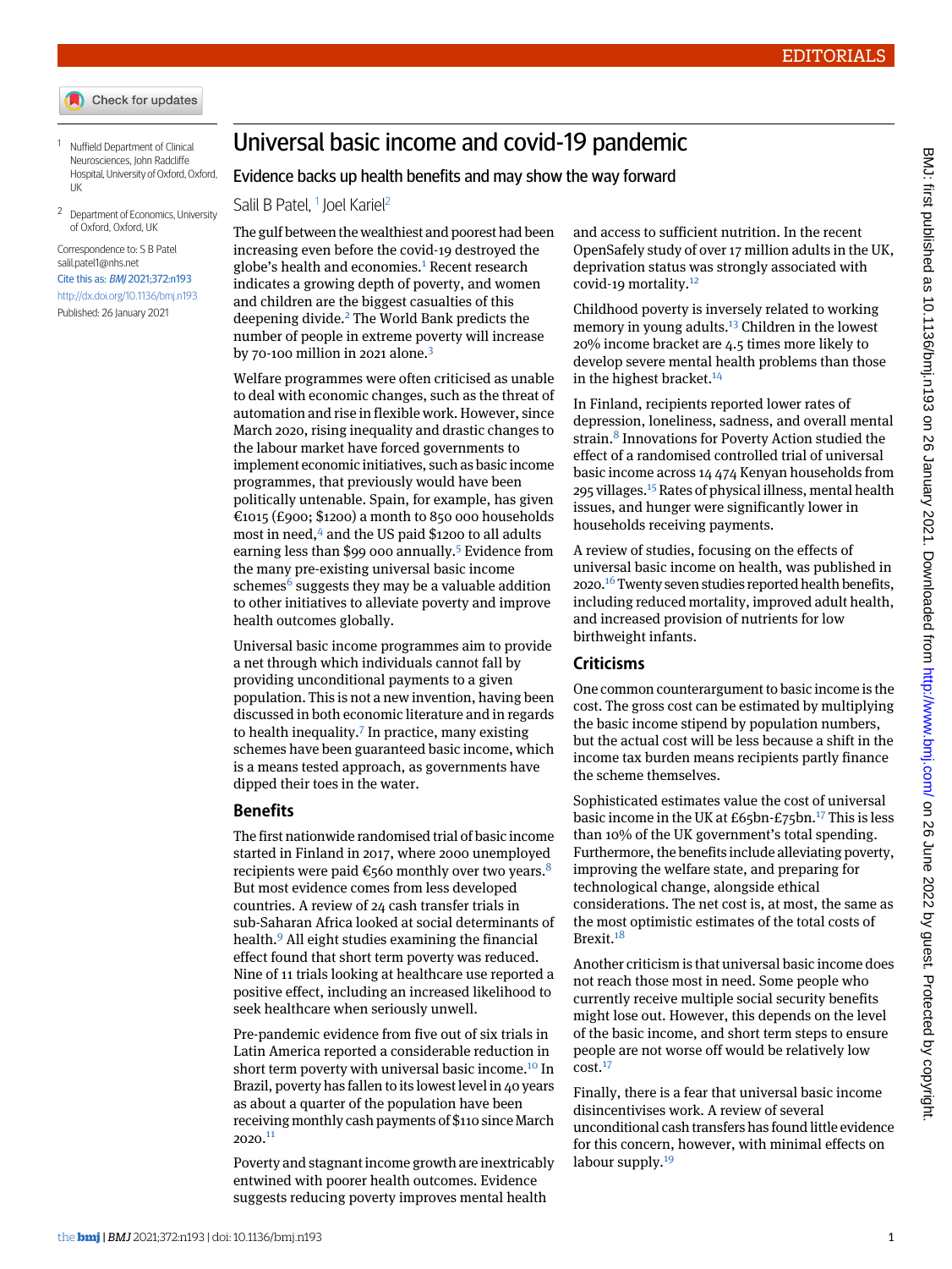# Universal basic income and covid-19 pandemic

## Evidence backs up health benefits and may show the way forward

Salil B Patel,[1] Joel Kariel[2]

[1] Nuffield Department of Clinical Neurosciences, John Radcliffe Hospital, University of Oxford, Oxford, UK

[2] Department of Economics, University of Oxford, Oxford, UK

Correspondence to: S B Patel salil.patel1@nhs.net

Cite this as: *BMJ* 2021;372:n193

http://dx.doi.org/10.1136/bmj.n193

Published: 26 January 2021

The gulf between the wealthiest and poorest had been increasing even before the covid-19 destroyed the globe's health and economies.[1] Recent research indicates a growing depth of poverty, and women and children are the biggest casualties of this deepening divide.[2] The World Bank predicts the number of people in extreme poverty will increase by 70-100 million in 2021 alone.[3]

Welfare programmes were often criticised as unable to deal with economic changes, such as the threat of automation and rise in flexible work. However, since March 2020, rising inequality and drastic changes to the labour market have forced governments to implement economic initiatives, such as basic income programmes, that previously would have been politically untenable. Spain, for example, has given €1015 (£900; $1200) a month to 850 000 households most in need,[4] and the US paid $1200 to all adults earning less than $99 000 annually.[5] Evidence from the many pre-existing universal basic income schemes[6] suggests they may be a valuable addition to other initiatives to alleviate poverty and improve health outcomes globally.

Universal basic income programmes aim to provide a net through which individuals cannot fall by providing unconditional payments to a given population. This is not a new invention, having been discussed in both economic literature and in regards to health inequality.[7] In practice, many existing schemes have been guaranteed basic income, which is a means tested approach, as governments have dipped their toes in the water.

## Benefits

The first nationwide randomised trial of basic income started in Finland in 2017, where 2000 unemployed recipients were paid €560 monthly over two years.[8] But most evidence comes from less developed countries. A review of 24 cash transfer trials in sub-Saharan Africa looked at social determinants of health.[9] All eight studies examining the financial effect found that short term poverty was reduced. Nine of 11 trials looking at healthcare use reported a positive effect, including an increased likelihood to seek healthcare when seriously unwell.

Pre-pandemic evidence from five out of six trials in Latin America reported a considerable reduction in short term poverty with universal basic income.[10] In Brazil, poverty has fallen to its lowest level in 40 years as about a quarter of the population have been receiving monthly cash payments of $110 since March 2020.[11]

Poverty and stagnant income growth are inextricably entwined with poorer health outcomes. Evidence suggests reducing poverty improves mental health and access to sufficient nutrition. In the recent OpenSafely study of over 17 million adults in the UK, deprivation status was strongly associated with covid-19 mortality.[12]

Childhood poverty is inversely related to working memory in young adults.[13] Children in the lowest 20% income bracket are 4.5 times more likely to develop severe mental health problems than those in the highest bracket.[14]

In Finland, recipients reported lower rates of depression, loneliness, sadness, and overall mental strain.[8] Innovations for Poverty Action studied the effect of a randomised controlled trial of universal basic income across 14 474 Kenyan households from 295 villages.[15] Rates of physical illness, mental health issues, and hunger were significantly lower in households receiving payments.

A review of studies, focusing on the effects of universal basic income on health, was published in 2020.[16] Twenty seven studies reported health benefits, including reduced mortality, improved adult health, and increased provision of nutrients for low birthweight infants.

## Criticisms

One common counterargument to basic income is the cost. The gross cost can be estimated by multiplying the basic income stipend by population numbers, but the actual cost will be less because a shift in the income tax burden means recipients partly finance the scheme themselves.

Sophisticated estimates value the cost of universal basic income in the UK at £65bn-£75bn.[17] This is less than 10% of the UK government's total spending. Furthermore, the benefits include alleviating poverty, improving the welfare state, and preparing for technological change, alongside ethical considerations. The net cost is, at most, the same as the most optimistic estimates of the total costs of Brexit.[18]

Another criticism is that universal basic income does not reach those most in need. Some people who currently receive multiple social security benefits might lose out. However, this depends on the level of the basic income, and short term steps to ensure people are not worse off would be relatively low cost.[17]

Finally, there is a fear that universal basic income disincentivises work. A review of several unconditional cash transfers has found little evidence for this concern, however, with minimal effects on labour supply.[19]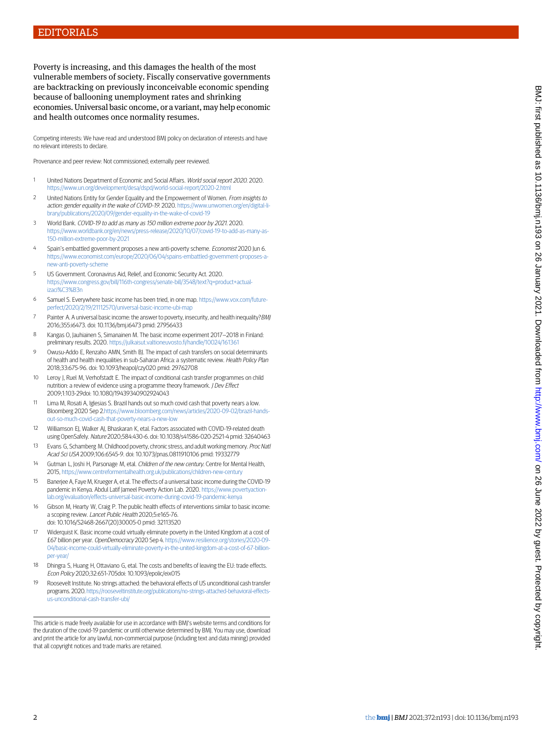Poverty is increasing, and this damages the health of the most vulnerable members of society. Fiscally conservative governments are backtracking on previously inconceivable economic spending because of ballooning unemployment rates and shrinking economies. Universal basic oncome, or a variant, may help economic and health outcomes once normality resumes.

Competing interests: We have read and understood BMJ policy on declaration of interests and have no relevant interests to declare.

Provenance and peer review: Not commissioned; externally peer reviewed.

1. United Nations Department of Economic and Social Affairs. *World social report 2020*. 2020. https://www.un.org/development/desa/dspd/world-social-report/2020-2.html
2. United Nations Entity for Gender Equality and the Empowerment of Women. *From insights to action: gender equality in the wake of COVID-19*. 2020. https://www.unwomen.org/en/digital-library/publications/2020/09/gender-equality-in-the-wake-of-covid-19
3. World Bank. *COVID-19 to add as many as 150 million extreme poor by 2021*. 2020. https://www.worldbank.org/en/news/press-release/2020/10/07/covid-19-to-add-as-many-as-150-million-extreme-poor-by-2021
4. Spain's embattled government proposes a new anti-poverty scheme. *Economist* 2020 Jun 6. https://www.economist.com/europe/2020/06/04/spains-embattled-government-proposes-a-new-anti-poverty-scheme
5. US Government. Coronavirus Aid, Relief, and Economic Security Act. 2020. https://www.congress.gov/bill/116th-congress/senate-bill/3548/text?q=product+actualizaci%C3%B3n
6. Samuel S. Everywhere basic income has been tried, in one map. https://www.vox.com/future-perfect/2020/2/19/21112570/universal-basic-income-ubi-map
7. Painter A. A universal basic income: the answer to poverty, insecurity, and health inequality? *BMJ* 2016;355:i6473. doi: 10.1136/bmj.i6473 pmid: 27956433
8. Kangas O, Jauhiainen S, Simanainen M. The basic income experiment 2017–2018 in Finland: preliminary results. 2020. https://julkaisut.valtioneuvosto.fi/handle/10024/161361
9. Owusu-Addo E, Renzaho AMN, Smith BJ. The impact of cash transfers on social determinants of health and health inequalities in sub-Saharan Africa: a systematic review. *Health Policy Plan* 2018;33:675-96. doi: 10.1093/heapol/czy020 pmid: 29762708
10. Leroy J, Ruel M, Verhofstadt E. The impact of conditional cash transfer programmes on child nutrition: a review of evidence using a programme theory framework. *J Dev Effect* 2009;1:103-29doi: 10.1080/19439340902924043
11. Lima M, Rosati A, Iglesias S. Brazil hands out so much covid cash that poverty nears a low. Bloomberg 2020 Sep 2.https://www.bloomberg.com/news/articles/2020-09-02/brazil-hands-out-so-much-covid-cash-that-poverty-nears-a-new-low
12. Williamson EJ, Walker AJ, Bhaskaran K, etal. Factors associated with COVID-19-related death using OpenSafely. *Nature* 2020;584:430-6. doi: 10.1038/s41586-020-2521-4 pmid: 32640463
13. Evans G, Schamberg M. Childhood poverty, chronic stress, and adult working memory. *Proc Natl Acad Sci USA* 2009;106:6545-9. doi: 10.1073/pnas.0811910106 pmid: 19332779
14. Gutman L, Joshi H, Parsonage M, etal. *Children of the new century*. Centre for Mental Health, 2015, https://www.centreformentalhealth.org.uk/publications/children-new-century
15. Banerjee A, Faye M, Krueger A, et al. The effects of a universal basic income during the COVID-19 pandemic in Kenya. Abdul Latif Jameel Poverty Action Lab. 2020. https://www.povertyaction-lab.org/evaluation/effects-universal-basic-income-during-covid-19-pandemic-kenya
16. Gibson M, Hearty W, Craig P. The public health effects of interventions similar to basic income: a scoping review. *Lancet Public Health* 2020;5:e165-76. doi: 10.1016/S2468-2667(20)30005-0 pmid: 32113520
17. Widerquist K. Basic income could virtually eliminate poverty in the United Kingdom at a cost of £67 billion per year. *OpenDemocracy* 2020 Sep 4. https://www.resilience.org/stories/2020-09-04/basic-income-could-virtually-eliminate-poverty-in-the-united-kingdom-at-a-cost-of-67-billion-per-year/
18. Dhingra S, Huang H, Ottaviano G, etal. The costs and benefits of leaving the EU: trade effects. *Econ Policy* 2020;32:651-705doi: 10.1093/epolic/eix015
19. Roosevelt Institute. No strings attached: the behavioral effects of US unconditional cash transfer programs. 2020. https://rooseveltinstitute.org/publications/no-strings-attached-behavioral-effects-us-unconditional-cash-transfer-ubi/

This article is made freely available for use in accordance with BMJ's website terms and conditions for the duration of the covid-19 pandemic or until otherwise determined by BMJ. You may use, download and print the article for any lawful, non-commercial purpose (including text and data mining) provided that all copyright notices and trade marks are retained.